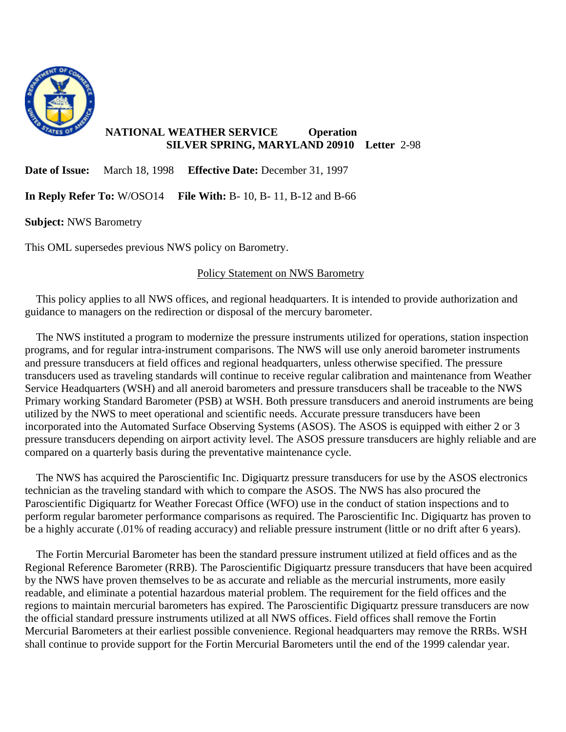**NATIONAL WEATHER SERVICE** **Operation**
**SILVER SPRING, MARYLAND 20910** **Letter** 2-98

**Date of Issue:** March 18, 1998 **Effective Date:** December 31, 1997

**In Reply Refer To:** W/OSO14 **File With:** B- 10, B- 11, B-12 and B-66

**Subject:** NWS Barometry

This OML supersedes previous NWS policy on Barometry.

## Policy Statement on NWS Barometry

This policy applies to all NWS offices, and regional headquarters. It is intended to provide authorization and guidance to managers on the redirection or disposal of the mercury barometer.

The NWS instituted a program to modernize the pressure instruments utilized for operations, station inspection programs, and for regular intra-instrument comparisons. The NWS will use only aneroid barometer instruments and pressure transducers at field offices and regional headquarters, unless otherwise specified. The pressure transducers used as traveling standards will continue to receive regular calibration and maintenance from Weather Service Headquarters (WSH) and all aneroid barometers and pressure transducers shall be traceable to the NWS Primary working Standard Barometer (PSB) at WSH. Both pressure transducers and aneroid instruments are being utilized by the NWS to meet operational and scientific needs. Accurate pressure transducers have been incorporated into the Automated Surface Observing Systems (ASOS). The ASOS is equipped with either 2 or 3 pressure transducers depending on airport activity level. The ASOS pressure transducers are highly reliable and are compared on a quarterly basis during the preventative maintenance cycle.

The NWS has acquired the Paroscientific Inc. Digiquartz pressure transducers for use by the ASOS electronics technician as the traveling standard with which to compare the ASOS. The NWS has also procured the Paroscientific Digiquartz for Weather Forecast Office (WFO) use in the conduct of station inspections and to perform regular barometer performance comparisons as required. The Paroscientific Inc. Digiquartz has proven to be a highly accurate (.01% of reading accuracy) and reliable pressure instrument (little or no drift after 6 years).

The Fortin Mercurial Barometer has been the standard pressure instrument utilized at field offices and as the Regional Reference Barometer (RRB). The Paroscientific Digiquartz pressure transducers that have been acquired by the NWS have proven themselves to be as accurate and reliable as the mercurial instruments, more easily readable, and eliminate a potential hazardous material problem. The requirement for the field offices and the regions to maintain mercurial barometers has expired. The Paroscientific Digiquartz pressure transducers are now the official standard pressure instruments utilized at all NWS offices. Field offices shall remove the Fortin Mercurial Barometers at their earliest possible convenience. Regional headquarters may remove the RRBs. WSH shall continue to provide support for the Fortin Mercurial Barometers until the end of the 1999 calendar year.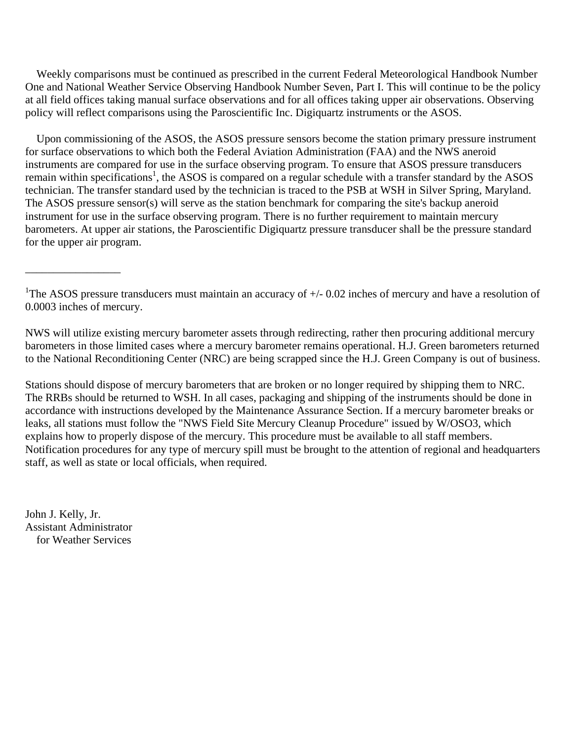Weekly comparisons must be continued as prescribed in the current Federal Meteorological Handbook Number One and National Weather Service Observing Handbook Number Seven, Part I. This will continue to be the policy at all field offices taking manual surface observations and for all offices taking upper air observations. Observing policy will reflect comparisons using the Paroscientific Inc. Digiquartz instruments or the ASOS.

Upon commissioning of the ASOS, the ASOS pressure sensors become the station primary pressure instrument for surface observations to which both the Federal Aviation Administration (FAA) and the NWS aneroid instruments are compared for use in the surface observing program. To ensure that ASOS pressure transducers remain within specifications[1], the ASOS is compared on a regular schedule with a transfer standard by the ASOS technician. The transfer standard used by the technician is traced to the PSB at WSH in Silver Spring, Maryland. The ASOS pressure sensor(s) will serve as the station benchmark for comparing the site's backup aneroid instrument for use in the surface observing program. There is no further requirement to maintain mercury barometers. At upper air stations, the Paroscientific Digiquartz pressure transducer shall be the pressure standard for the upper air program.

_________________

[1]The ASOS pressure transducers must maintain an accuracy of +/- 0.02 inches of mercury and have a resolution of 0.0003 inches of mercury.

NWS will utilize existing mercury barometer assets through redirecting, rather then procuring additional mercury barometers in those limited cases where a mercury barometer remains operational. H.J. Green barometers returned to the National Reconditioning Center (NRC) are being scrapped since the H.J. Green Company is out of business.

Stations should dispose of mercury barometers that are broken or no longer required by shipping them to NRC. The RRBs should be returned to WSH. In all cases, packaging and shipping of the instruments should be done in accordance with instructions developed by the Maintenance Assurance Section. If a mercury barometer breaks or leaks, all stations must follow the "NWS Field Site Mercury Cleanup Procedure" issued by W/OSO3, which explains how to properly dispose of the mercury. This procedure must be available to all staff members. Notification procedures for any type of mercury spill must be brought to the attention of regional and headquarters staff, as well as state or local officials, when required.

John J. Kelly, Jr.
Assistant Administrator
for Weather Services